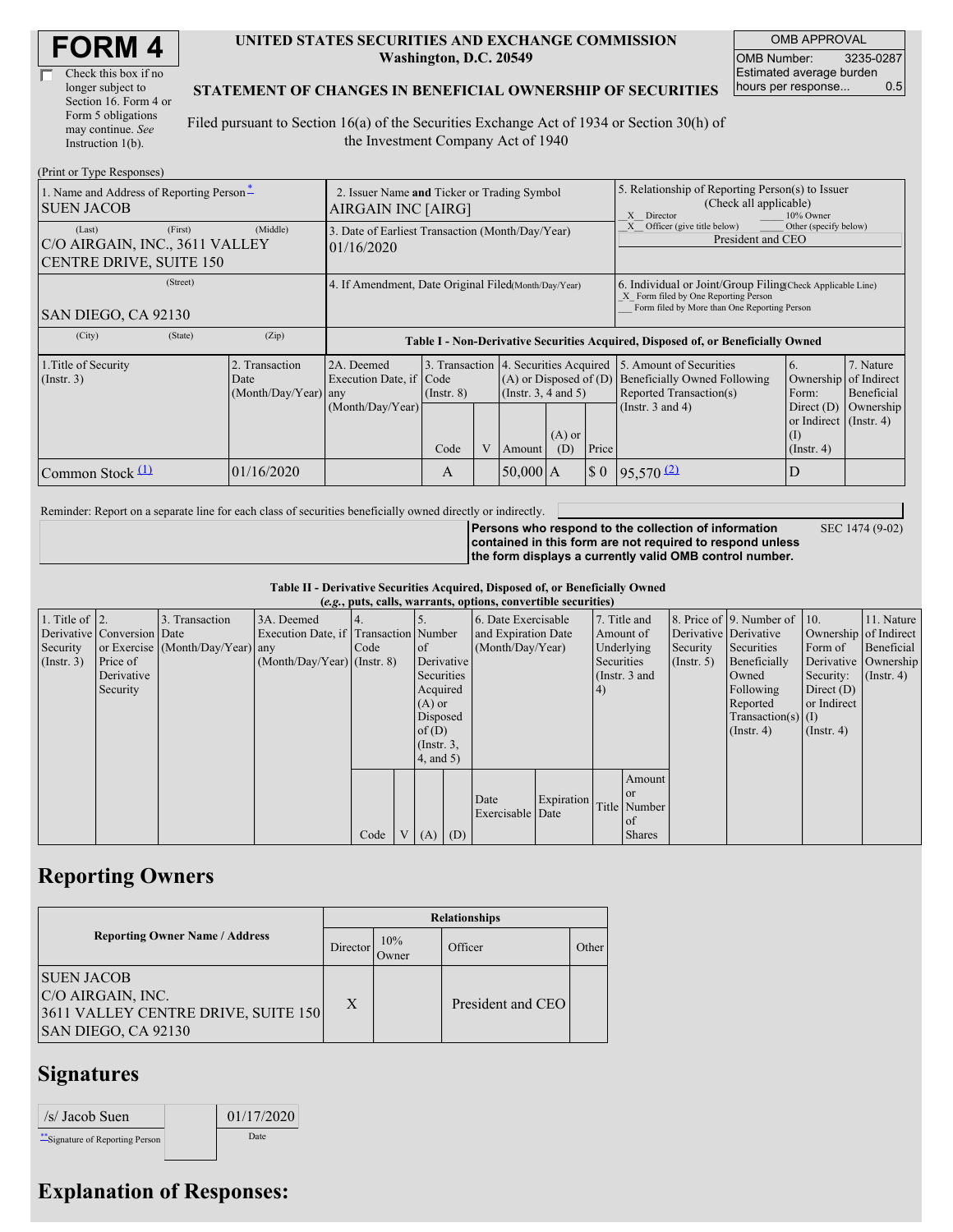# FORM 4

☐ Check this box if no longer subject to Section 16. Form 4 or Form 5 obligations may continue. *See* Instruction 1(b).

**UNITED STATES SECURITIES AND EXCHANGE COMMISSION**
**Washington, D.C. 20549**

**STATEMENT OF CHANGES IN BENEFICIAL OWNERSHIP OF SECURITIES**

Filed pursuant to Section 16(a) of the Securities Exchange Act of 1934 or Section 30(h) of the Investment Company Act of 1940

| OMB APPROVAL | |
|---|---|
| OMB Number: | 3235-0287 |
| Estimated average burden hours per response... | 0.5 |

(Print or Type Responses)

| 1. Name and Address of Reporting Person * | 2. Issuer Name and Ticker or Trading Symbol | 5. Relationship of Reporting Person(s) to Issuer (Check all applicable) |
|---|---|---|
| SUEN JACOB | AIRGAIN INC [AIRG] | _X_ Director ___ 10% Owner |
| (Last) (First) (Middle) C/O AIRGAIN, INC., 3611 VALLEY CENTRE DRIVE, SUITE 150 | 3. Date of Earliest Transaction (Month/Day/Year) 01/16/2020 | _X_ Officer (give title below) ___ Other (specify below) President and CEO |
| (Street) SAN DIEGO, CA 92130 | 4. If Amendment, Date Original Filed(Month/Day/Year) | 6. Individual or Joint/Group Filing(Check Applicable Line) _X_ Form filed by One Reporting Person ___ Form filed by More than One Reporting Person |
| (City) (State) (Zip) | | |

**Table I - Non-Derivative Securities Acquired, Disposed of, or Beneficially Owned**

| 1.Title of Security (Instr. 3) | 2. Transaction Date (Month/Day/Year) | 2A. Deemed Execution Date, if any (Month/Day/Year) | 3. Transaction Code (Instr. 8) | | 4. Securities Acquired (A) or Disposed of (D) (Instr. 3, 4 and 5) | | | 5. Amount of Securities Beneficially Owned Following Reported Transaction(s) (Instr. 3 and 4) | 6. Ownership Form: Direct (D) or Indirect (I) (Instr. 4) | 7. Nature of Indirect Beneficial Ownership (Instr. 4) |
|---|---|---|---|---|---|---|---|---|---|---|
| | | | Code | V | Amount | (A) or (D) | Price | | | |
| Common Stock (1) | 01/16/2020 | | A | | 50,000 | A | $ 0 | 95,570 (2) | D | |

Reminder: Report on a separate line for each class of securities beneficially owned directly or indirectly.

**Persons who respond to the collection of information contained in this form are not required to respond unless the form displays a currently valid OMB control number.** SEC 1474 (9-02)

**Table II - Derivative Securities Acquired, Disposed of, or Beneficially Owned**
**(*e.g.*, puts, calls, warrants, options, convertible securities)**

| 1. Title of Derivative Security (Instr. 3) | 2. Conversion or Exercise Price of Derivative Security | 3. Transaction Date (Month/Day/Year) | 3A. Deemed Execution Date, if any (Month/Day/Year) | 4. Transaction Code (Instr. 8) | | 5. Number of Derivative Securities Acquired (A) or Disposed of (D) (Instr. 3, 4, and 5) | | 6. Date Exercisable and Expiration Date (Month/Day/Year) | | 7. Title and Amount of Underlying Securities (Instr. 3 and 4) | | 8. Price of Derivative Security (Instr. 5) | 9. Number of Derivative Securities Beneficially Owned Following Reported Transaction(s) (Instr. 4) | 10. Ownership Form of Derivative Security: Direct (D) or Indirect (I) (Instr. 4) | 11. Nature of Indirect Beneficial Ownership (Instr. 4) |
|---|---|---|---|---|---|---|---|---|---|---|---|---|---|---|---|
| | | | | Code | V | (A) | (D) | Date Exercisable | Expiration Date | Title | Amount or Number of Shares | | | | |

## Reporting Owners

| Reporting Owner Name / Address | Relationships | | | |
|---|---|---|---|---|
| | Director | 10% Owner | Officer | Other |
| SUEN JACOB<br>C/O AIRGAIN, INC.<br>3611 VALLEY CENTRE DRIVE, SUITE 150<br>SAN DIEGO, CA 92130 | X | | President and CEO | |

## Signatures

| /s/ Jacob Suen | | 01/17/2020 |
|---|---|---|
| **Signature of Reporting Person | | Date |

## Explanation of Responses: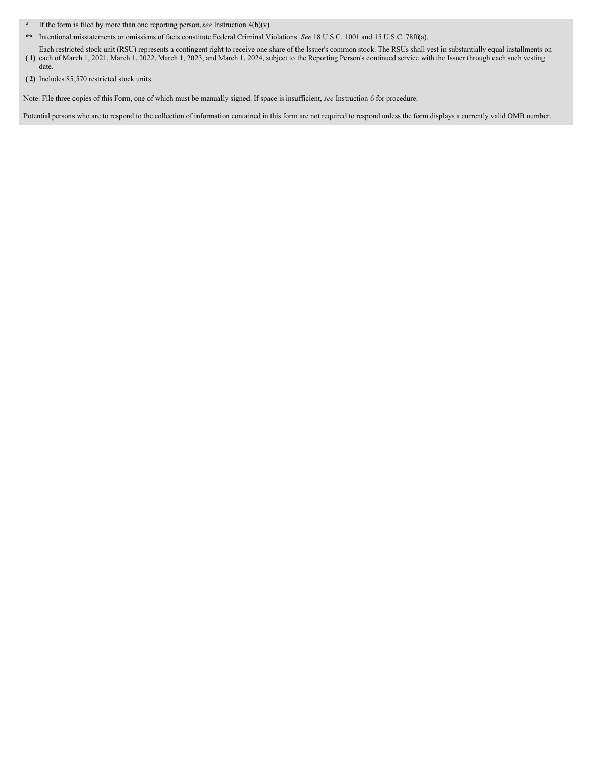\* If the form is filed by more than one reporting person, *see* Instruction 4(b)(v).

\*\* Intentional misstatements or omissions of facts constitute Federal Criminal Violations. *See* 18 U.S.C. 1001 and 15 U.S.C. 78ff(a).

**( 1)** Each restricted stock unit (RSU) represents a contingent right to receive one share of the Issuer's common stock. The RSUs shall vest in substantially equal installments on each of March 1, 2021, March 1, 2022, March 1, 2023, and March 1, 2024, subject to the Reporting Person's continued service with the Issuer through each such vesting date.

**( 2)** Includes 85,570 restricted stock units.

Note: File three copies of this Form, one of which must be manually signed. If space is insufficient, *see* Instruction 6 for procedure.

Potential persons who are to respond to the collection of information contained in this form are not required to respond unless the form displays a currently valid OMB number.